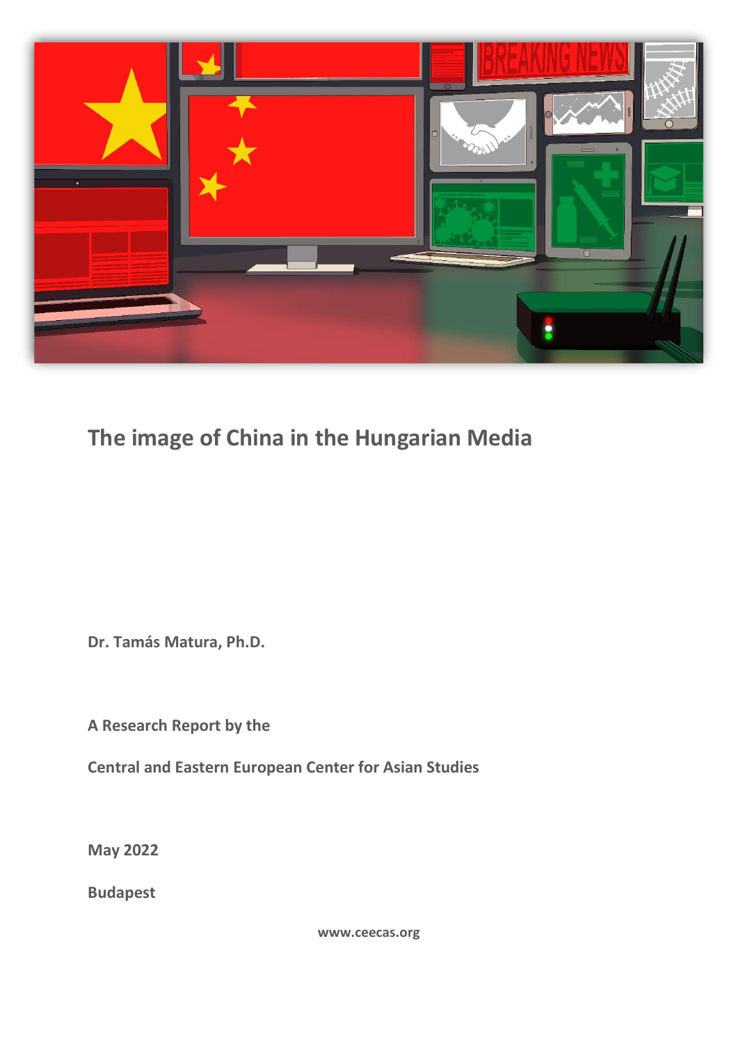# The image of China in the Hungarian Media

**Dr. Tamás Matura, Ph.D.**

**A Research Report by the**

**Central and Eastern European Center for Asian Studies**

**May 2022**

**Budapest**

**www.ceecas.org**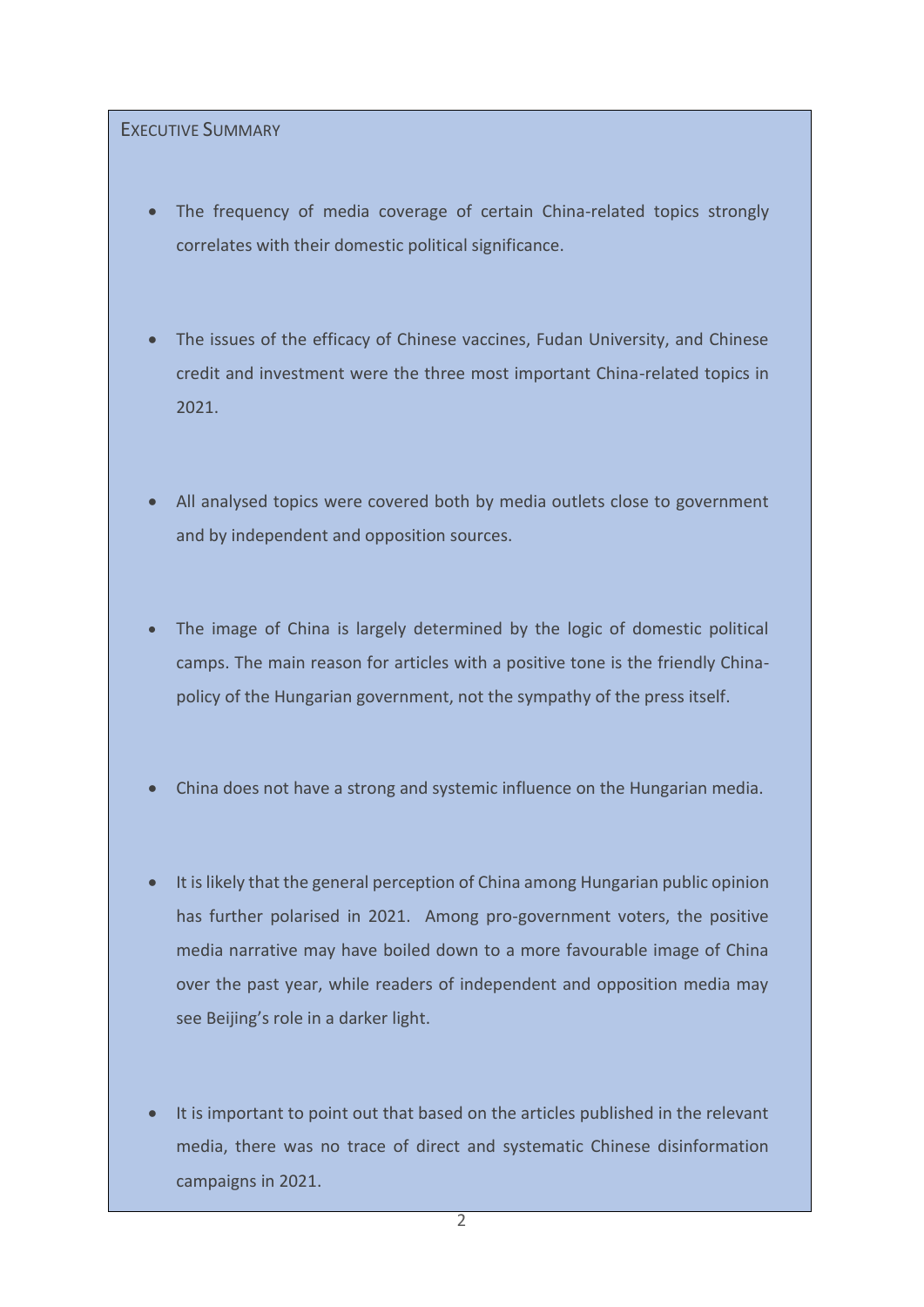## Executive Summary

- The frequency of media coverage of certain China-related topics strongly correlates with their domestic political significance.
- The issues of the efficacy of Chinese vaccines, Fudan University, and Chinese credit and investment were the three most important China-related topics in 2021.
- All analysed topics were covered both by media outlets close to government and by independent and opposition sources.
- The image of China is largely determined by the logic of domestic political camps. The main reason for articles with a positive tone is the friendly China-policy of the Hungarian government, not the sympathy of the press itself.
- China does not have a strong and systemic influence on the Hungarian media.
- It is likely that the general perception of China among Hungarian public opinion has further polarised in 2021. Among pro-government voters, the positive media narrative may have boiled down to a more favourable image of China over the past year, while readers of independent and opposition media may see Beijing's role in a darker light.
- It is important to point out that based on the articles published in the relevant media, there was no trace of direct and systematic Chinese disinformation campaigns in 2021.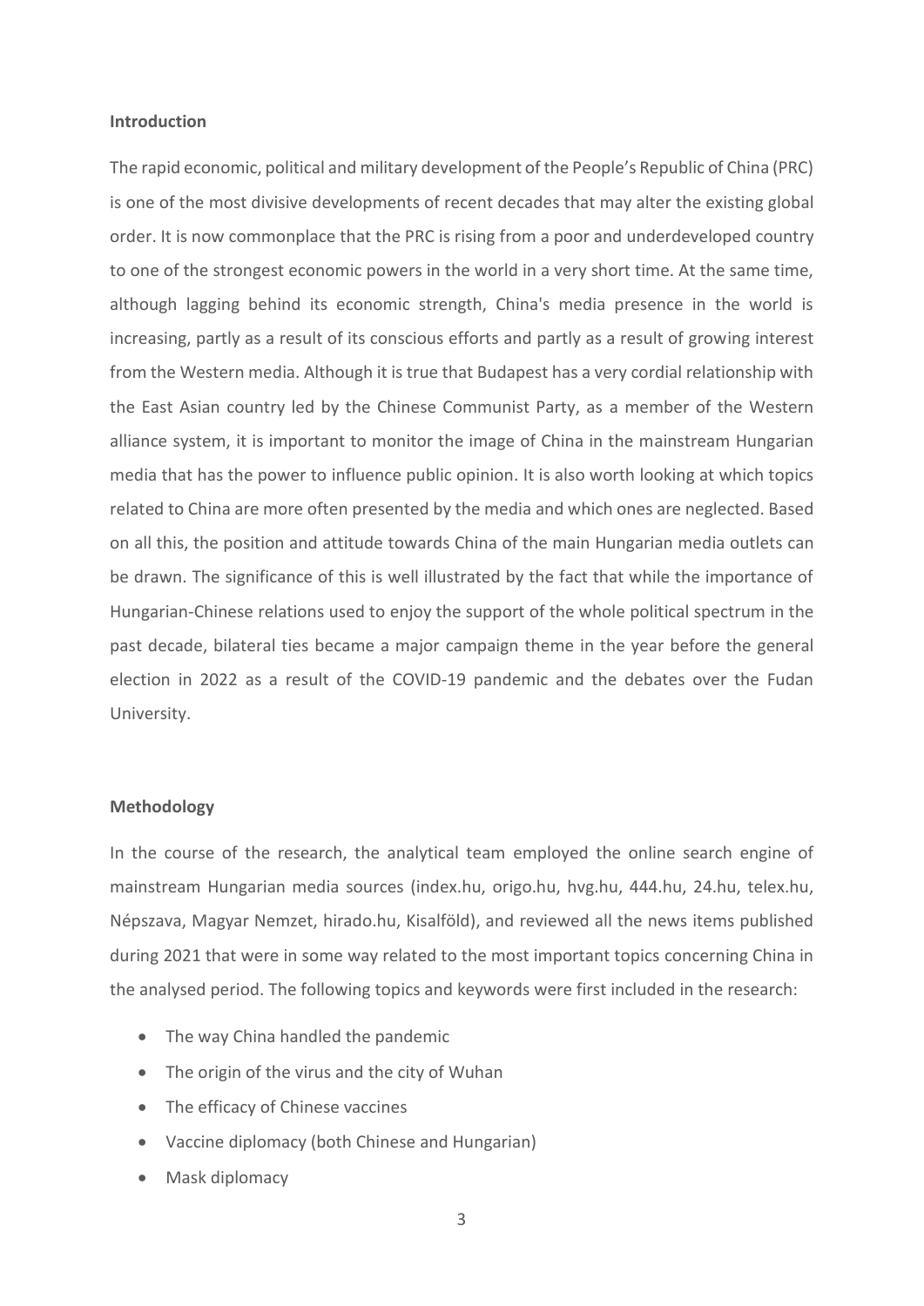## Introduction

The rapid economic, political and military development of the People's Republic of China (PRC) is one of the most divisive developments of recent decades that may alter the existing global order. It is now commonplace that the PRC is rising from a poor and underdeveloped country to one of the strongest economic powers in the world in a very short time. At the same time, although lagging behind its economic strength, China's media presence in the world is increasing, partly as a result of its conscious efforts and partly as a result of growing interest from the Western media. Although it is true that Budapest has a very cordial relationship with the East Asian country led by the Chinese Communist Party, as a member of the Western alliance system, it is important to monitor the image of China in the mainstream Hungarian media that has the power to influence public opinion. It is also worth looking at which topics related to China are more often presented by the media and which ones are neglected. Based on all this, the position and attitude towards China of the main Hungarian media outlets can be drawn. The significance of this is well illustrated by the fact that while the importance of Hungarian-Chinese relations used to enjoy the support of the whole political spectrum in the past decade, bilateral ties became a major campaign theme in the year before the general election in 2022 as a result of the COVID-19 pandemic and the debates over the Fudan University.

## Methodology

In the course of the research, the analytical team employed the online search engine of mainstream Hungarian media sources (index.hu, origo.hu, hvg.hu, 444.hu, 24.hu, telex.hu, Népszava, Magyar Nemzet, hirado.hu, Kisalföld), and reviewed all the news items published during 2021 that were in some way related to the most important topics concerning China in the analysed period. The following topics and keywords were first included in the research:

- The way China handled the pandemic
- The origin of the virus and the city of Wuhan
- The efficacy of Chinese vaccines
- Vaccine diplomacy (both Chinese and Hungarian)
- Mask diplomacy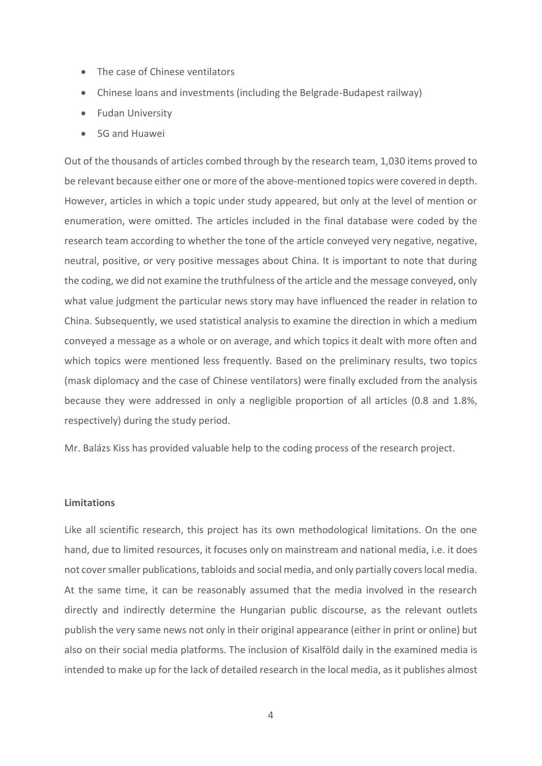- The case of Chinese ventilators
- Chinese loans and investments (including the Belgrade-Budapest railway)
- Fudan University
- 5G and Huawei

Out of the thousands of articles combed through by the research team, 1,030 items proved to be relevant because either one or more of the above-mentioned topics were covered in depth. However, articles in which a topic under study appeared, but only at the level of mention or enumeration, were omitted. The articles included in the final database were coded by the research team according to whether the tone of the article conveyed very negative, negative, neutral, positive, or very positive messages about China. It is important to note that during the coding, we did not examine the truthfulness of the article and the message conveyed, only what value judgment the particular news story may have influenced the reader in relation to China. Subsequently, we used statistical analysis to examine the direction in which a medium conveyed a message as a whole or on average, and which topics it dealt with more often and which topics were mentioned less frequently. Based on the preliminary results, two topics (mask diplomacy and the case of Chinese ventilators) were finally excluded from the analysis because they were addressed in only a negligible proportion of all articles (0.8 and 1.8%, respectively) during the study period.

Mr. Balázs Kiss has provided valuable help to the coding process of the research project.

**Limitations**

Like all scientific research, this project has its own methodological limitations. On the one hand, due to limited resources, it focuses only on mainstream and national media, i.e. it does not cover smaller publications, tabloids and social media, and only partially covers local media. At the same time, it can be reasonably assumed that the media involved in the research directly and indirectly determine the Hungarian public discourse, as the relevant outlets publish the very same news not only in their original appearance (either in print or online) but also on their social media platforms. The inclusion of Kisalföld daily in the examined media is intended to make up for the lack of detailed research in the local media, as it publishes almost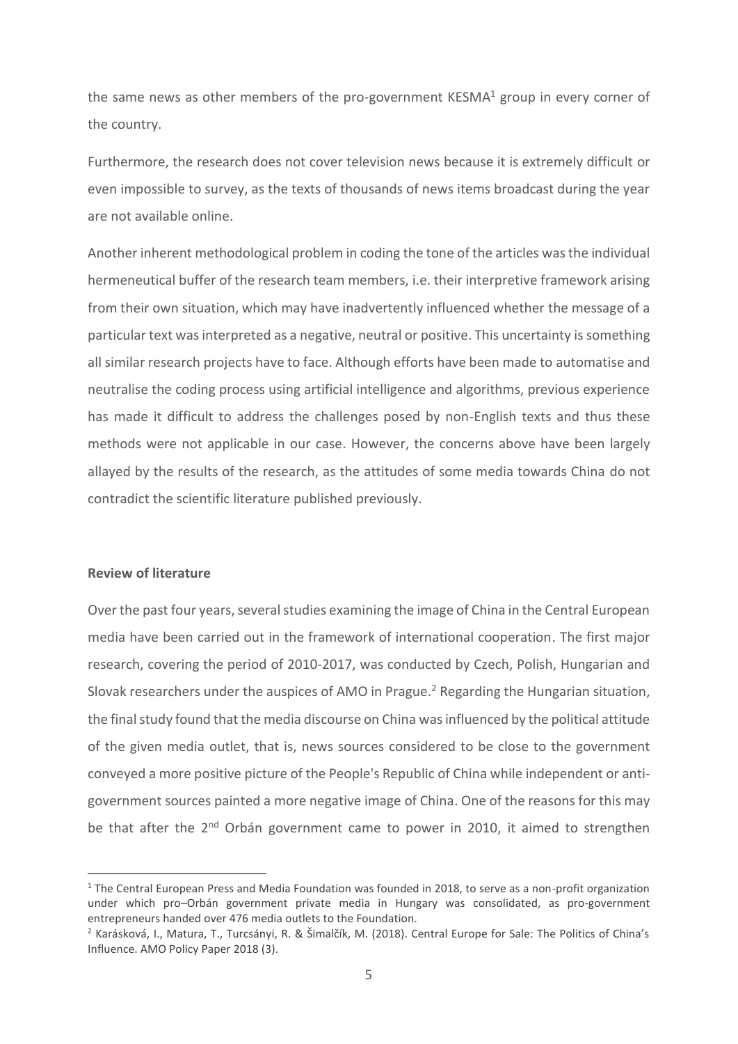the same news as other members of the pro-government KESMA[1] group in every corner of the country.

Furthermore, the research does not cover television news because it is extremely difficult or even impossible to survey, as the texts of thousands of news items broadcast during the year are not available online.

Another inherent methodological problem in coding the tone of the articles was the individual hermeneutical buffer of the research team members, i.e. their interpretive framework arising from their own situation, which may have inadvertently influenced whether the message of a particular text was interpreted as a negative, neutral or positive. This uncertainty is something all similar research projects have to face. Although efforts have been made to automatise and neutralise the coding process using artificial intelligence and algorithms, previous experience has made it difficult to address the challenges posed by non-English texts and thus these methods were not applicable in our case. However, the concerns above have been largely allayed by the results of the research, as the attitudes of some media towards China do not contradict the scientific literature published previously.

**Review of literature**

Over the past four years, several studies examining the image of China in the Central European media have been carried out in the framework of international cooperation. The first major research, covering the period of 2010-2017, was conducted by Czech, Polish, Hungarian and Slovak researchers under the auspices of AMO in Prague.[2] Regarding the Hungarian situation, the final study found that the media discourse on China was influenced by the political attitude of the given media outlet, that is, news sources considered to be close to the government conveyed a more positive picture of the People's Republic of China while independent or anti-government sources painted a more negative image of China. One of the reasons for this may be that after the 2nd Orbán government came to power in 2010, it aimed to strengthen

[1] The Central European Press and Media Foundation was founded in 2018, to serve as a non-profit organization under which pro–Orbán government private media in Hungary was consolidated, as pro-government entrepreneurs handed over 476 media outlets to the Foundation.

[2] Karásková, I., Matura, T., Turcsányi, R. & Šimalčík, M. (2018). Central Europe for Sale: The Politics of China's Influence. AMO Policy Paper 2018 (3).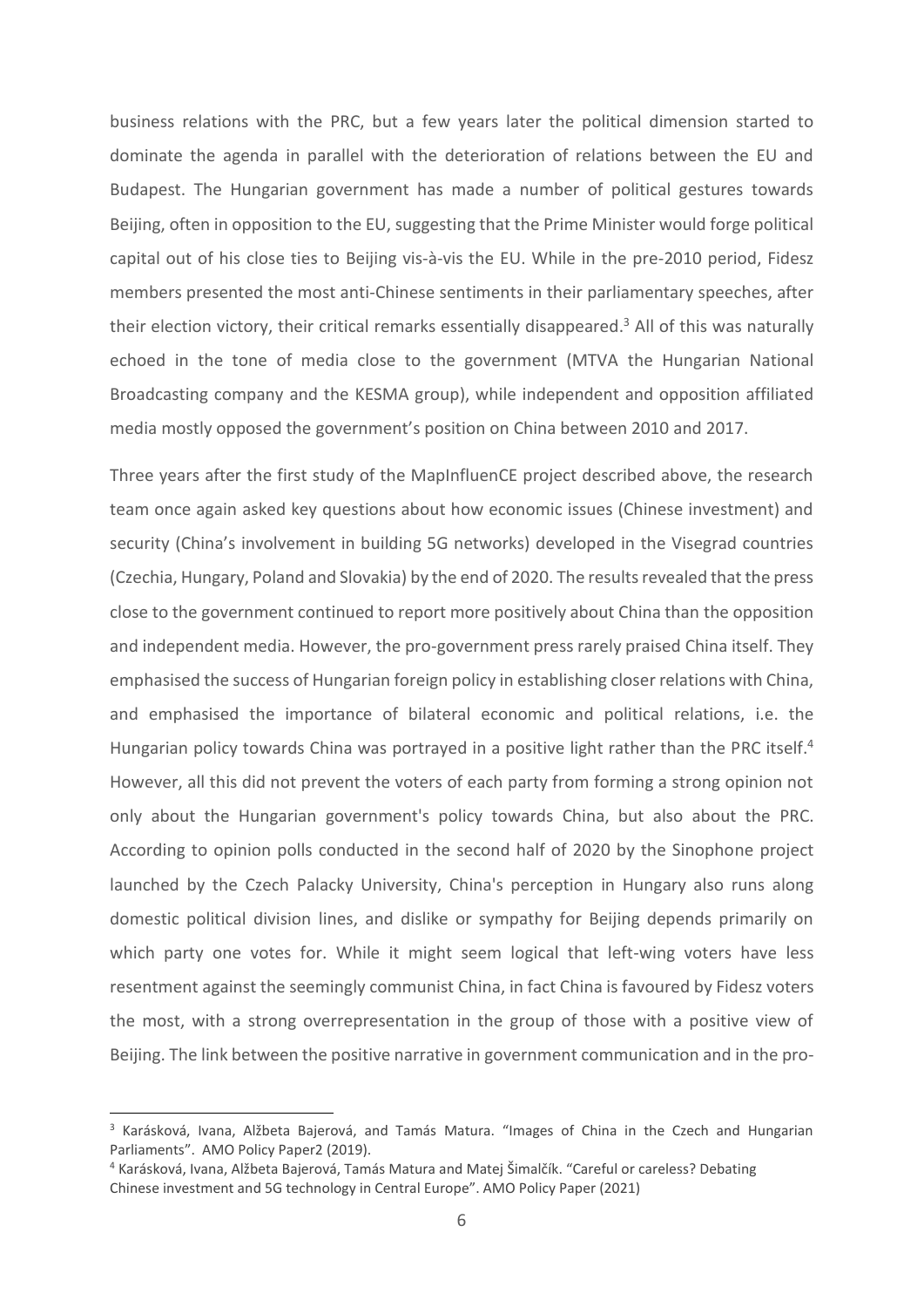business relations with the PRC, but a few years later the political dimension started to dominate the agenda in parallel with the deterioration of relations between the EU and Budapest. The Hungarian government has made a number of political gestures towards Beijing, often in opposition to the EU, suggesting that the Prime Minister would forge political capital out of his close ties to Beijing vis-à-vis the EU. While in the pre-2010 period, Fidesz members presented the most anti-Chinese sentiments in their parliamentary speeches, after their election victory, their critical remarks essentially disappeared.[3] All of this was naturally echoed in the tone of media close to the government (MTVA the Hungarian National Broadcasting company and the KESMA group), while independent and opposition affiliated media mostly opposed the government's position on China between 2010 and 2017.

Three years after the first study of the MapInfluenCE project described above, the research team once again asked key questions about how economic issues (Chinese investment) and security (China's involvement in building 5G networks) developed in the Visegrad countries (Czechia, Hungary, Poland and Slovakia) by the end of 2020. The results revealed that the press close to the government continued to report more positively about China than the opposition and independent media. However, the pro-government press rarely praised China itself. They emphasised the success of Hungarian foreign policy in establishing closer relations with China, and emphasised the importance of bilateral economic and political relations, i.e. the Hungarian policy towards China was portrayed in a positive light rather than the PRC itself.[4] However, all this did not prevent the voters of each party from forming a strong opinion not only about the Hungarian government's policy towards China, but also about the PRC. According to opinion polls conducted in the second half of 2020 by the Sinophone project launched by the Czech Palacky University, China's perception in Hungary also runs along domestic political division lines, and dislike or sympathy for Beijing depends primarily on which party one votes for. While it might seem logical that left-wing voters have less resentment against the seemingly communist China, in fact China is favoured by Fidesz voters the most, with a strong overrepresentation in the group of those with a positive view of Beijing. The link between the positive narrative in government communication and in the pro-

---

[3] Karásková, Ivana, Alžbeta Bajerová, and Tamás Matura. "Images of China in the Czech and Hungarian Parliaments". AMO Policy Paper2 (2019).

[4] Karásková, Ivana, Alžbeta Bajerová, Tamás Matura and Matej Šimalčík. "Careful or careless? Debating Chinese investment and 5G technology in Central Europe". AMO Policy Paper (2021)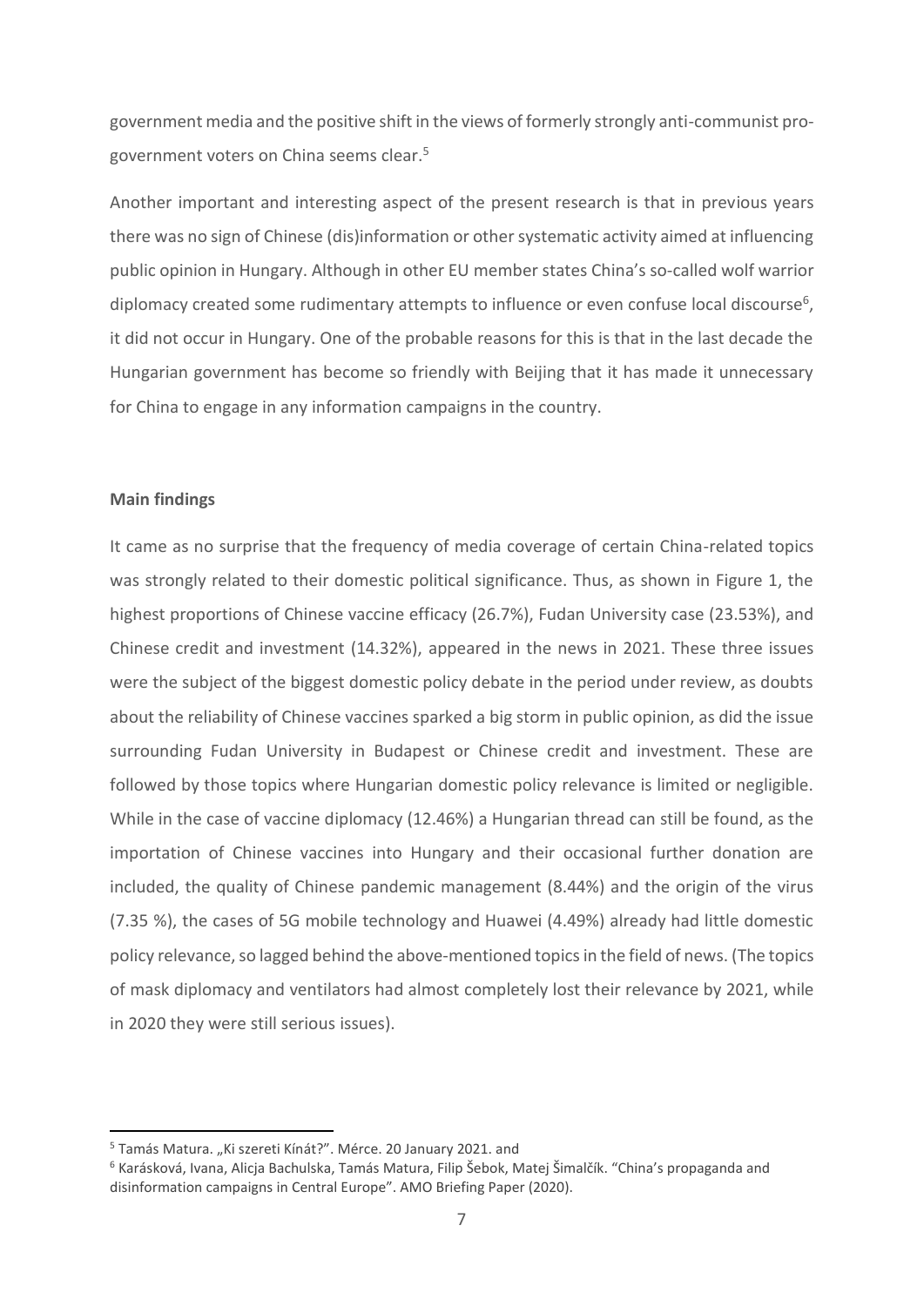government media and the positive shift in the views of formerly strongly anti-communist pro-government voters on China seems clear.[5]

Another important and interesting aspect of the present research is that in previous years there was no sign of Chinese (dis)information or other systematic activity aimed at influencing public opinion in Hungary. Although in other EU member states China's so-called wolf warrior diplomacy created some rudimentary attempts to influence or even confuse local discourse[6], it did not occur in Hungary. One of the probable reasons for this is that in the last decade the Hungarian government has become so friendly with Beijing that it has made it unnecessary for China to engage in any information campaigns in the country.

**Main findings**

It came as no surprise that the frequency of media coverage of certain China-related topics was strongly related to their domestic political significance. Thus, as shown in Figure 1, the highest proportions of Chinese vaccine efficacy (26.7%), Fudan University case (23.53%), and Chinese credit and investment (14.32%), appeared in the news in 2021. These three issues were the subject of the biggest domestic policy debate in the period under review, as doubts about the reliability of Chinese vaccines sparked a big storm in public opinion, as did the issue surrounding Fudan University in Budapest or Chinese credit and investment. These are followed by those topics where Hungarian domestic policy relevance is limited or negligible. While in the case of vaccine diplomacy (12.46%) a Hungarian thread can still be found, as the importation of Chinese vaccines into Hungary and their occasional further donation are included, the quality of Chinese pandemic management (8.44%) and the origin of the virus (7.35 %), the cases of 5G mobile technology and Huawei (4.49%) already had little domestic policy relevance, so lagged behind the above-mentioned topics in the field of news. (The topics of mask diplomacy and ventilators had almost completely lost their relevance by 2021, while in 2020 they were still serious issues).

---

[5] Tamás Matura. „Ki szereti Kínát?". Mérce. 20 January 2021. and

[6] Karásková, Ivana, Alicja Bachulska, Tamás Matura, Filip Šebok, Matej Šimalčík. "China's propaganda and disinformation campaigns in Central Europe". AMO Briefing Paper (2020).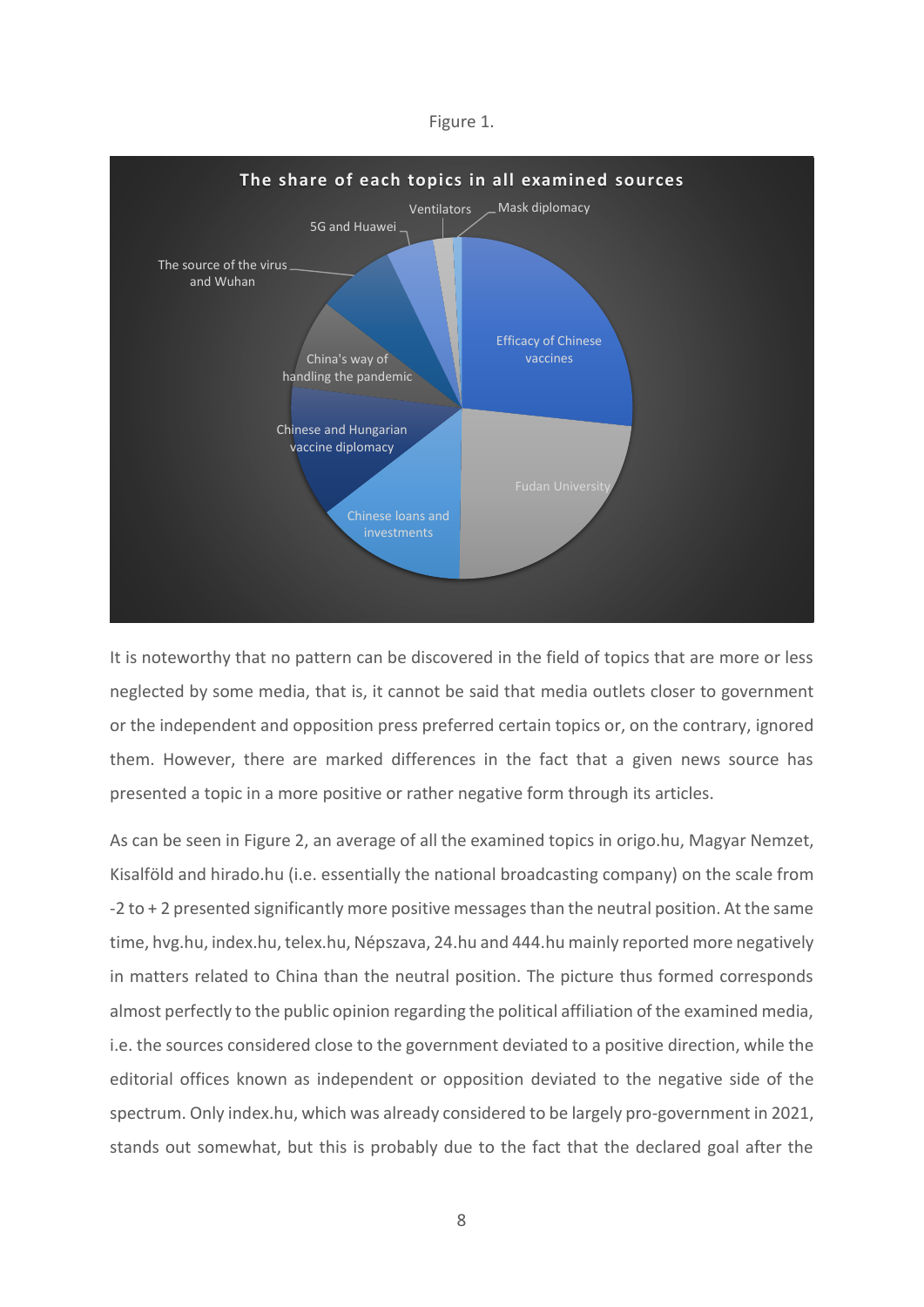Figure 1.

The share of each topics in all examined sources

Ventilators, Mask diplomacy, 5G and Huawei, The source of the virus and Wuhan, China's way of handling the pandemic, Chinese and Hungarian vaccine diplomacy, Chinese loans and investments, Fudan University, Efficacy of Chinese vaccines

It is noteworthy that no pattern can be discovered in the field of topics that are more or less neglected by some media, that is, it cannot be said that media outlets closer to government or the independent and opposition press preferred certain topics or, on the contrary, ignored them. However, there are marked differences in the fact that a given news source has presented a topic in a more positive or rather negative form through its articles.

As can be seen in Figure 2, an average of all the examined topics in origo.hu, Magyar Nemzet, Kisalföld and hirado.hu (i.e. essentially the national broadcasting company) on the scale from -2 to + 2 presented significantly more positive messages than the neutral position. At the same time, hvg.hu, index.hu, telex.hu, Népszava, 24.hu and 444.hu mainly reported more negatively in matters related to China than the neutral position. The picture thus formed corresponds almost perfectly to the public opinion regarding the political affiliation of the examined media, i.e. the sources considered close to the government deviated to a positive direction, while the editorial offices known as independent or opposition deviated to the negative side of the spectrum. Only index.hu, which was already considered to be largely pro-government in 2021, stands out somewhat, but this is probably due to the fact that the declared goal after the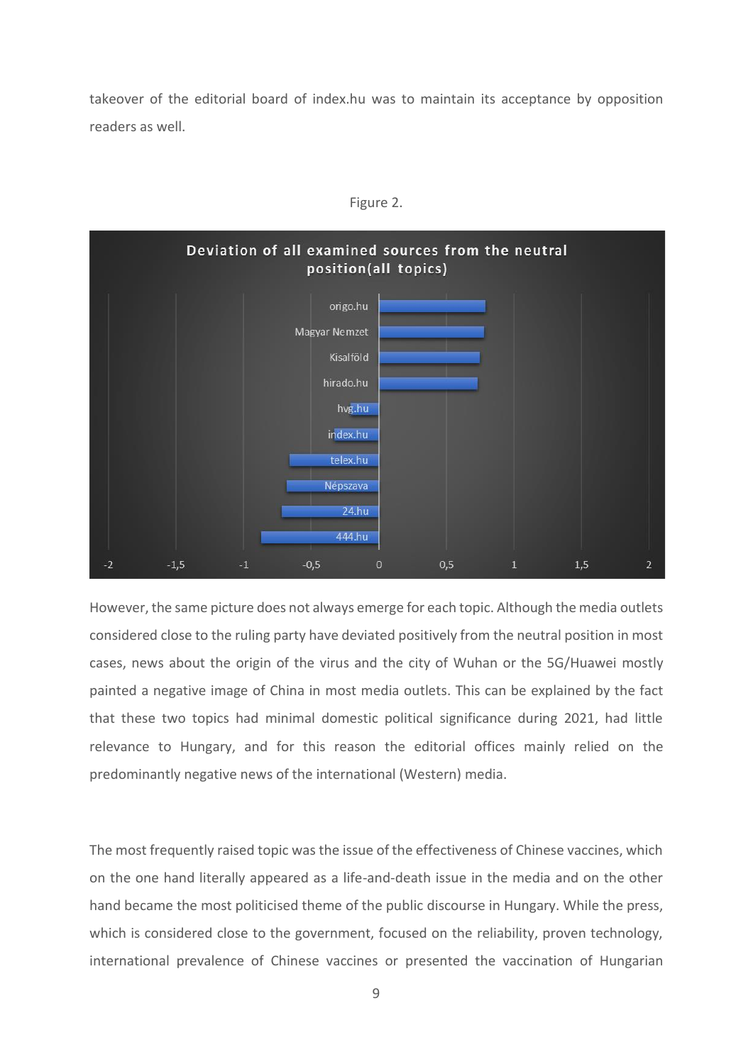takeover of the editorial board of index.hu was to maintain its acceptance by opposition readers as well.

Figure 2.

However, the same picture does not always emerge for each topic. Although the media outlets considered close to the ruling party have deviated positively from the neutral position in most cases, news about the origin of the virus and the city of Wuhan or the 5G/Huawei mostly painted a negative image of China in most media outlets. This can be explained by the fact that these two topics had minimal domestic political significance during 2021, had little relevance to Hungary, and for this reason the editorial offices mainly relied on the predominantly negative news of the international (Western) media.

The most frequently raised topic was the issue of the effectiveness of Chinese vaccines, which on the one hand literally appeared as a life-and-death issue in the media and on the other hand became the most politicised theme of the public discourse in Hungary. While the press, which is considered close to the government, focused on the reliability, proven technology, international prevalence of Chinese vaccines or presented the vaccination of Hungarian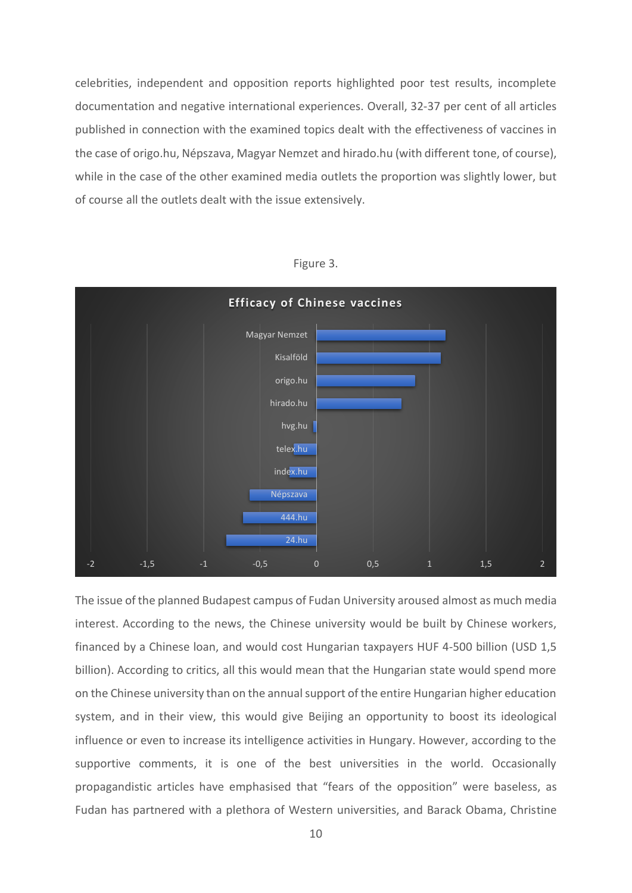celebrities, independent and opposition reports highlighted poor test results, incomplete documentation and negative international experiences. Overall, 32-37 per cent of all articles published in connection with the examined topics dealt with the effectiveness of vaccines in the case of origo.hu, Népszava, Magyar Nemzet and hirado.hu (with different tone, of course), while in the case of the other examined media outlets the proportion was slightly lower, but of course all the outlets dealt with the issue extensively.

Figure 3.

**Efficacy of Chinese vaccines**

| Outlet | Value (approx.) |
|---|---|
| Magyar Nemzet | 1.14 |
| Kisalföld | 1.1 |
| origo.hu | 0.87 |
| hirado.hu | 0.75 |
| hvg.hu | -0.03 |
| telex.hu | -0.2 |
| index.hu | -0.24 |
| Népszava | -0.59 |
| 444.hu | -0.65 |
| 24.hu | -0.8 |

The issue of the planned Budapest campus of Fudan University aroused almost as much media interest. According to the news, the Chinese university would be built by Chinese workers, financed by a Chinese loan, and would cost Hungarian taxpayers HUF 4-500 billion (USD 1,5 billion). According to critics, all this would mean that the Hungarian state would spend more on the Chinese university than on the annual support of the entire Hungarian higher education system, and in their view, this would give Beijing an opportunity to boost its ideological influence or even to increase its intelligence activities in Hungary. However, according to the supportive comments, it is one of the best universities in the world. Occasionally propagandistic articles have emphasised that "fears of the opposition" were baseless, as Fudan has partnered with a plethora of Western universities, and Barack Obama, Christine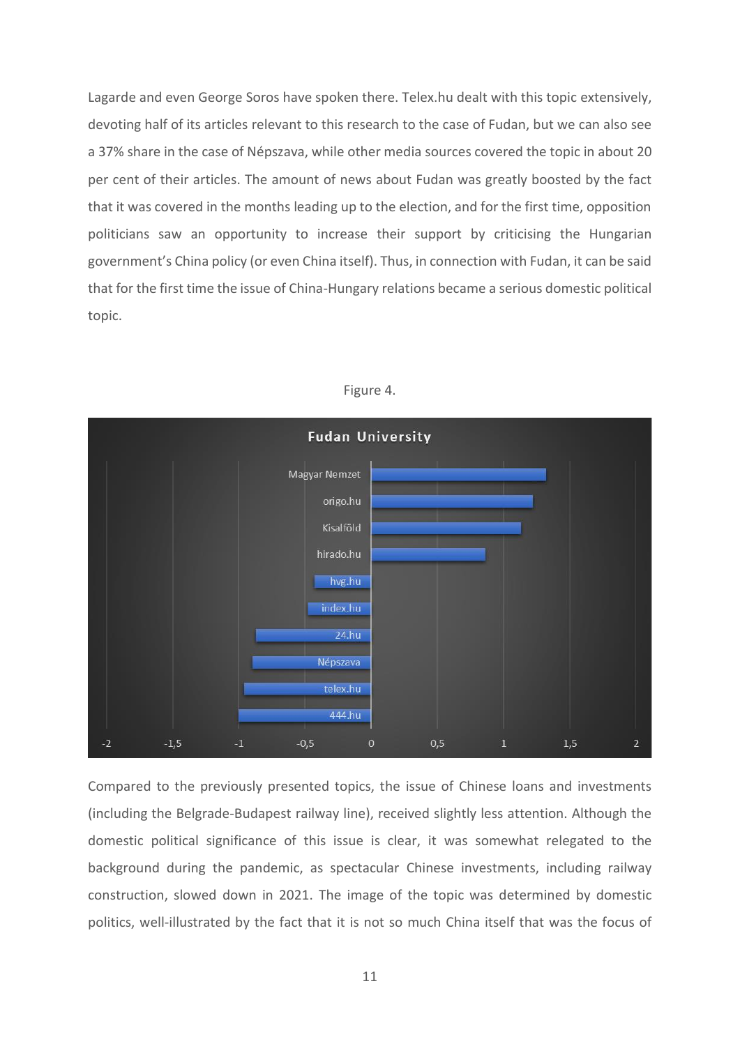Lagarde and even George Soros have spoken there. Telex.hu dealt with this topic extensively, devoting half of its articles relevant to this research to the case of Fudan, but we can also see a 37% share in the case of Népszava, while other media sources covered the topic in about 20 per cent of their articles. The amount of news about Fudan was greatly boosted by the fact that it was covered in the months leading up to the election, and for the first time, opposition politicians saw an opportunity to increase their support by criticising the Hungarian government's China policy (or even China itself). Thus, in connection with Fudan, it can be said that for the first time the issue of China-Hungary relations became a serious domestic political topic.

Figure 4.

Compared to the previously presented topics, the issue of Chinese loans and investments (including the Belgrade-Budapest railway line), received slightly less attention. Although the domestic political significance of this issue is clear, it was somewhat relegated to the background during the pandemic, as spectacular Chinese investments, including railway construction, slowed down in 2021. The image of the topic was determined by domestic politics, well-illustrated by the fact that it is not so much China itself that was the focus of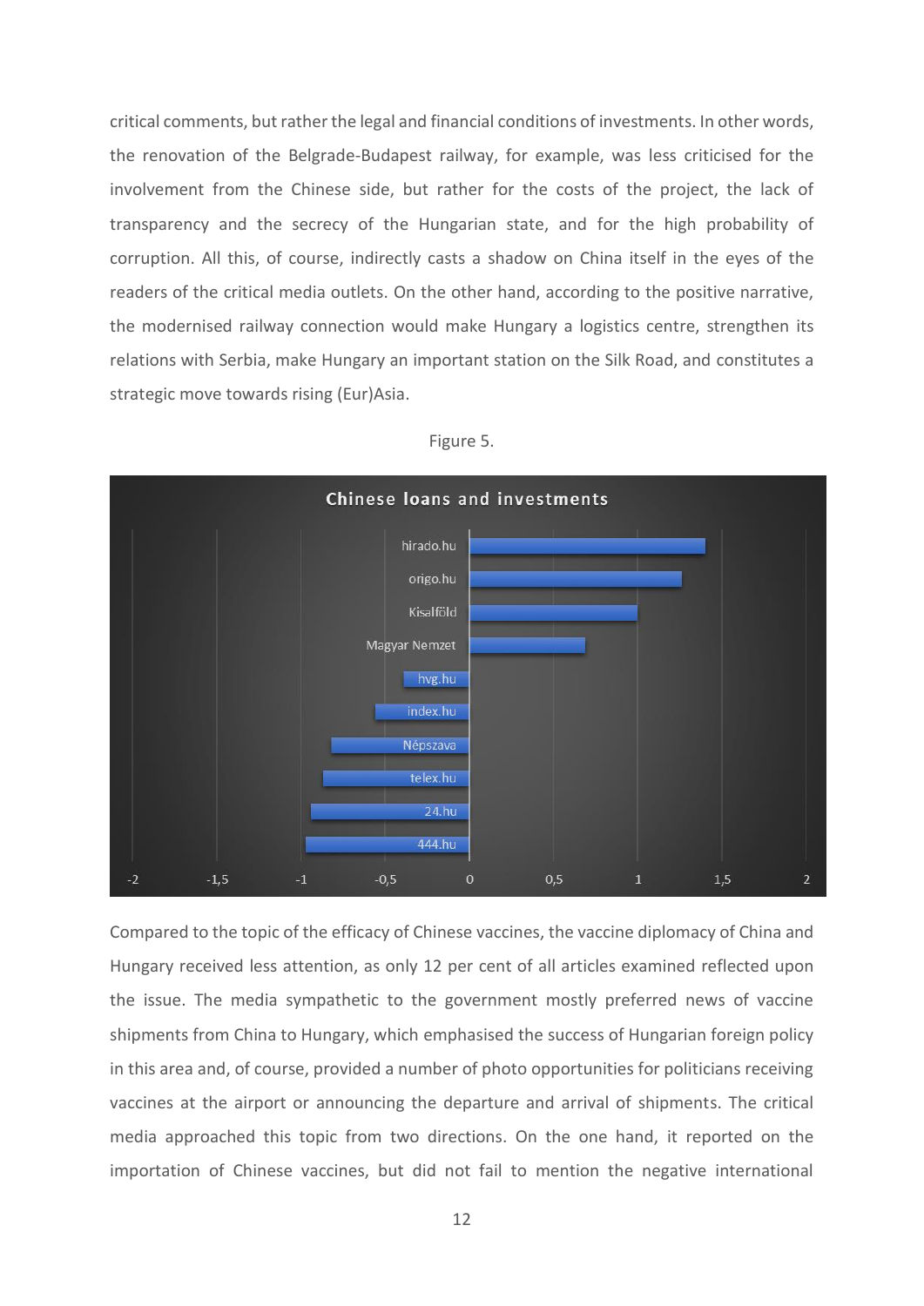critical comments, but rather the legal and financial conditions of investments. In other words, the renovation of the Belgrade-Budapest railway, for example, was less criticised for the involvement from the Chinese side, but rather for the costs of the project, the lack of transparency and the secrecy of the Hungarian state, and for the high probability of corruption. All this, of course, indirectly casts a shadow on China itself in the eyes of the readers of the critical media outlets. On the other hand, according to the positive narrative, the modernised railway connection would make Hungary a logistics centre, strengthen its relations with Serbia, make Hungary an important station on the Silk Road, and constitutes a strategic move towards rising (Eur)Asia.

Figure 5.

Chinese loans and investments

Compared to the topic of the efficacy of Chinese vaccines, the vaccine diplomacy of China and Hungary received less attention, as only 12 per cent of all articles examined reflected upon the issue. The media sympathetic to the government mostly preferred news of vaccine shipments from China to Hungary, which emphasised the success of Hungarian foreign policy in this area and, of course, provided a number of photo opportunities for politicians receiving vaccines at the airport or announcing the departure and arrival of shipments. The critical media approached this topic from two directions. On the one hand, it reported on the importation of Chinese vaccines, but did not fail to mention the negative international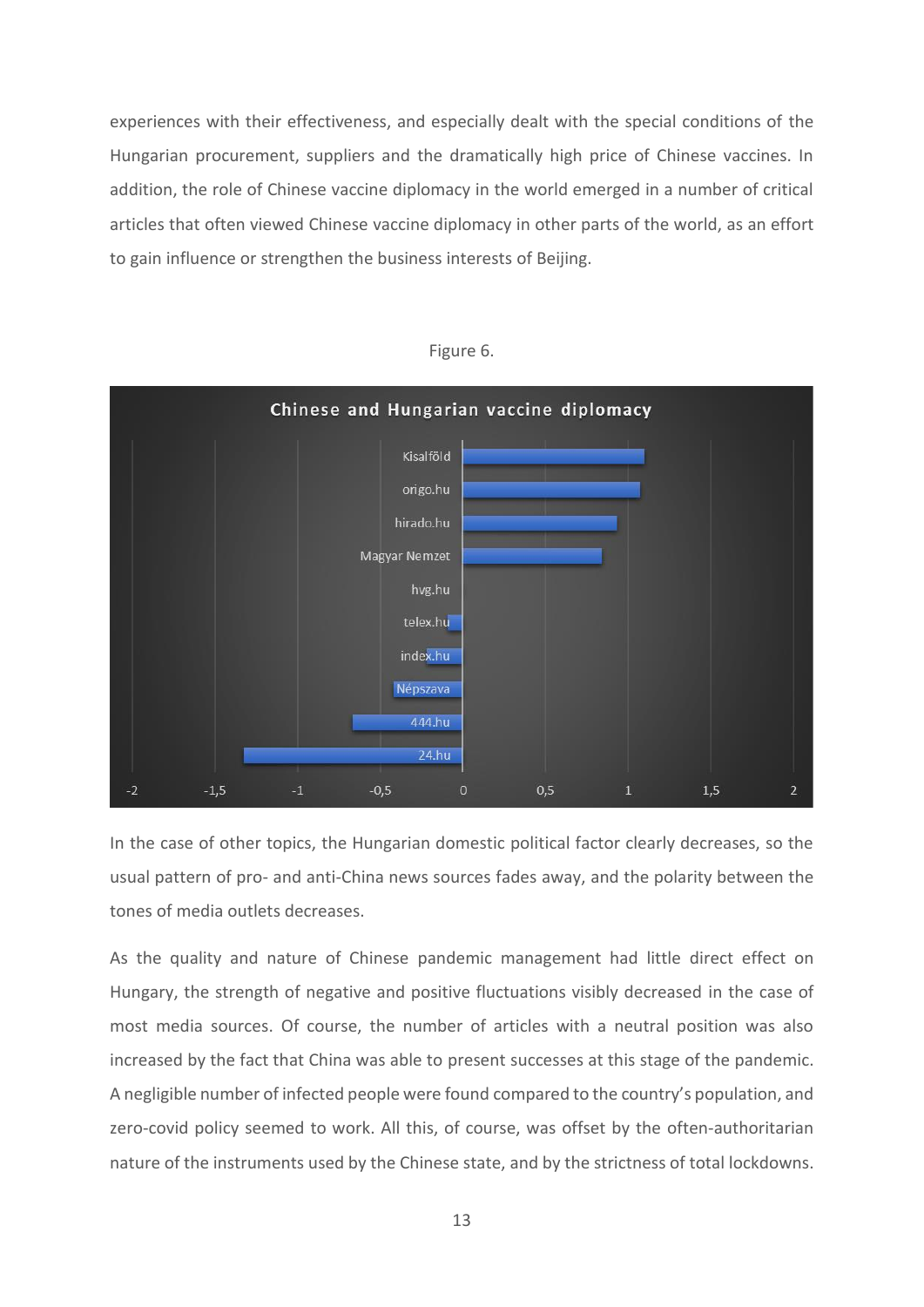experiences with their effectiveness, and especially dealt with the special conditions of the Hungarian procurement, suppliers and the dramatically high price of Chinese vaccines. In addition, the role of Chinese vaccine diplomacy in the world emerged in a number of critical articles that often viewed Chinese vaccine diplomacy in other parts of the world, as an effort to gain influence or strengthen the business interests of Beijing.

Figure 6.

**Chinese and Hungarian vaccine diplomacy**

Kisalföld
origo.hu
hirado.hu
Magyar Nemzet
hvg.hu
telex.hu
index.hu
Népszava
444.hu
24.hu

-2 -1,5 -1 -0,5 0 0,5 1 1,5 2

In the case of other topics, the Hungarian domestic political factor clearly decreases, so the usual pattern of pro- and anti-China news sources fades away, and the polarity between the tones of media outlets decreases.

As the quality and nature of Chinese pandemic management had little direct effect on Hungary, the strength of negative and positive fluctuations visibly decreased in the case of most media sources. Of course, the number of articles with a neutral position was also increased by the fact that China was able to present successes at this stage of the pandemic. A negligible number of infected people were found compared to the country's population, and zero-covid policy seemed to work. All this, of course, was offset by the often-authoritarian nature of the instruments used by the Chinese state, and by the strictness of total lockdowns.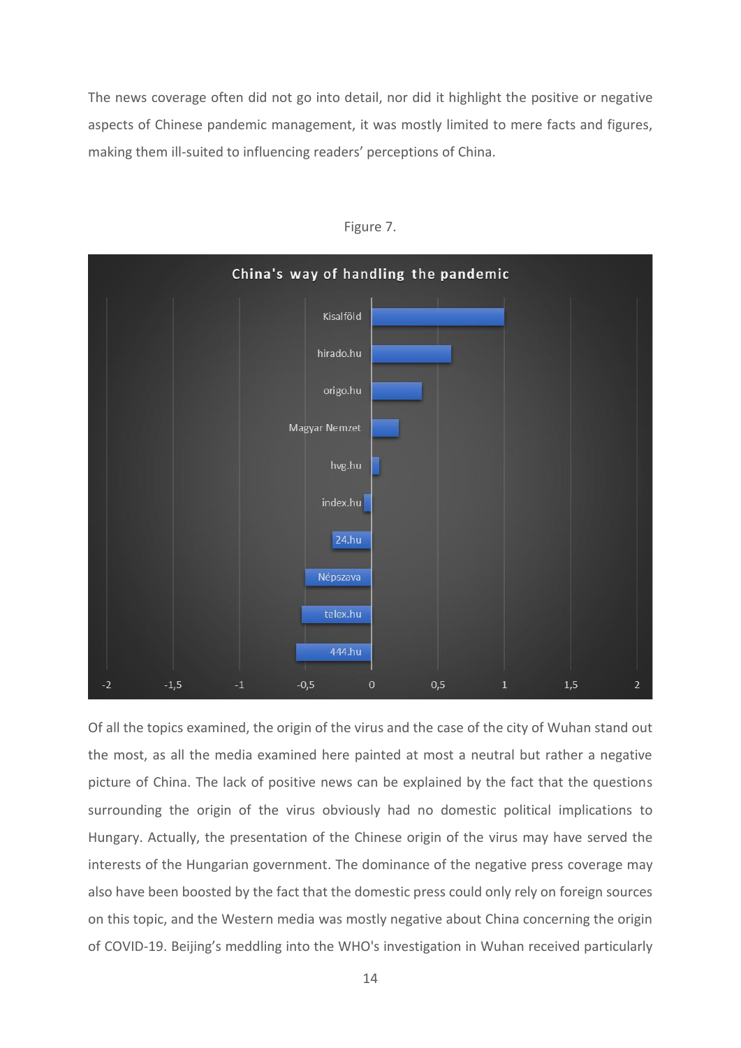The news coverage often did not go into detail, nor did it highlight the positive or negative aspects of Chinese pandemic management, it was mostly limited to mere facts and figures, making them ill-suited to influencing readers' perceptions of China.

Figure 7.

**China's way of handling the pandemic**

| Outlet | Value (approx.) |
|---|---|
| Kisalföld | 1 |
| hirado.hu | 0.6 |
| origo.hu | 0.38 |
| Magyar Nemzet | 0.2 |
| hvg.hu | 0.05 |
| index.hu | -0.05 |
| 24.hu | -0.3 |
| Népszava | -0.5 |
| telex.hu | -0.52 |
| 444.hu | -0.57 |

Of all the topics examined, the origin of the virus and the case of the city of Wuhan stand out the most, as all the media examined here painted at most a neutral but rather a negative picture of China. The lack of positive news can be explained by the fact that the questions surrounding the origin of the virus obviously had no domestic political implications to Hungary. Actually, the presentation of the Chinese origin of the virus may have served the interests of the Hungarian government. The dominance of the negative press coverage may also have been boosted by the fact that the domestic press could only rely on foreign sources on this topic, and the Western media was mostly negative about China concerning the origin of COVID-19. Beijing's meddling into the WHO's investigation in Wuhan received particularly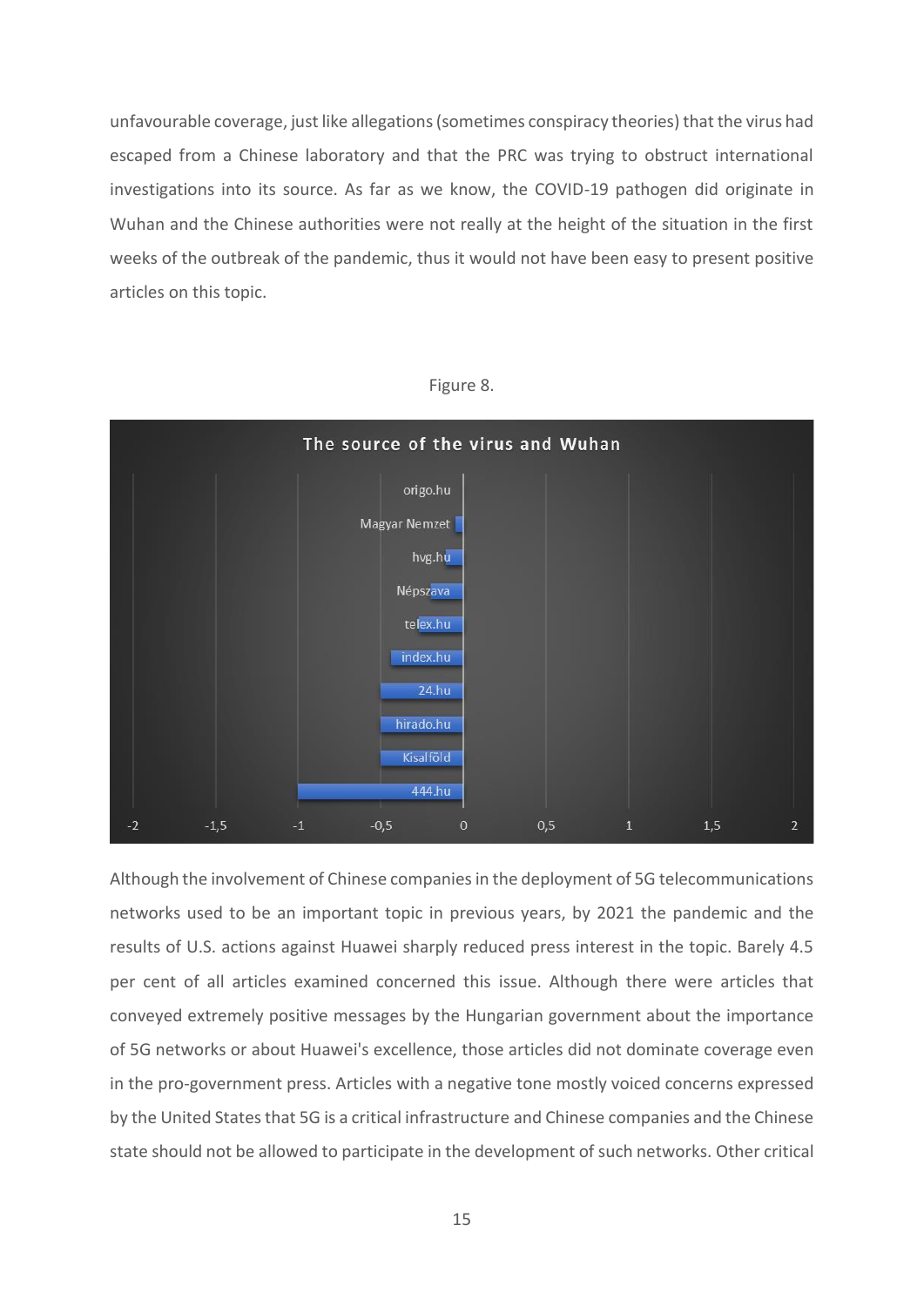unfavourable coverage, just like allegations (sometimes conspiracy theories) that the virus had escaped from a Chinese laboratory and that the PRC was trying to obstruct international investigations into its source. As far as we know, the COVID-19 pathogen did originate in Wuhan and the Chinese authorities were not really at the height of the situation in the first weeks of the outbreak of the pandemic, thus it would not have been easy to present positive articles on this topic.

Figure 8.

The source of the virus and Wuhan

Although the involvement of Chinese companies in the deployment of 5G telecommunications networks used to be an important topic in previous years, by 2021 the pandemic and the results of U.S. actions against Huawei sharply reduced press interest in the topic. Barely 4.5 per cent of all articles examined concerned this issue. Although there were articles that conveyed extremely positive messages by the Hungarian government about the importance of 5G networks or about Huawei's excellence, those articles did not dominate coverage even in the pro-government press. Articles with a negative tone mostly voiced concerns expressed by the United States that 5G is a critical infrastructure and Chinese companies and the Chinese state should not be allowed to participate in the development of such networks. Other critical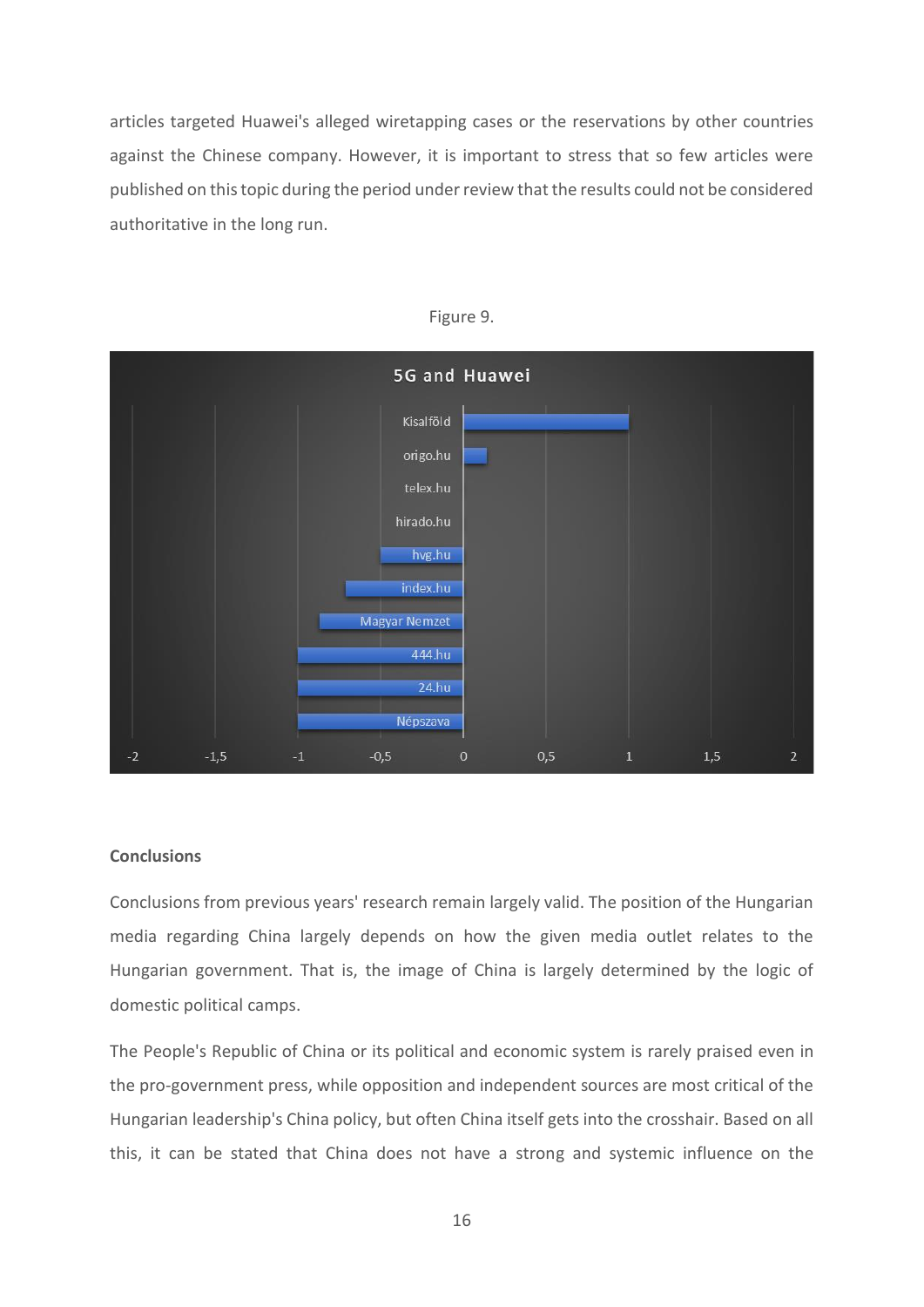articles targeted Huawei's alleged wiretapping cases or the reservations by other countries against the Chinese company. However, it is important to stress that so few articles were published on this topic during the period under review that the results could not be considered authoritative in the long run.

Figure 9.

**5G and Huawei**

| Outlet | Value (approx.) |
|---|---|
| Kisalföld | 1 |
| origo.hu | 0.14 |
| telex.hu | 0 |
| hirado.hu | 0 |
| hvg.hu | -0.5 |
| index.hu | -0.71 |
| Magyar Nemzet | -0.87 |
| 444.hu | -1 |
| 24.hu | -1 |
| Népszava | -1 |

## Conclusions

Conclusions from previous years' research remain largely valid. The position of the Hungarian media regarding China largely depends on how the given media outlet relates to the Hungarian government. That is, the image of China is largely determined by the logic of domestic political camps.

The People's Republic of China or its political and economic system is rarely praised even in the pro-government press, while opposition and independent sources are most critical of the Hungarian leadership's China policy, but often China itself gets into the crosshair. Based on all this, it can be stated that China does not have a strong and systemic influence on the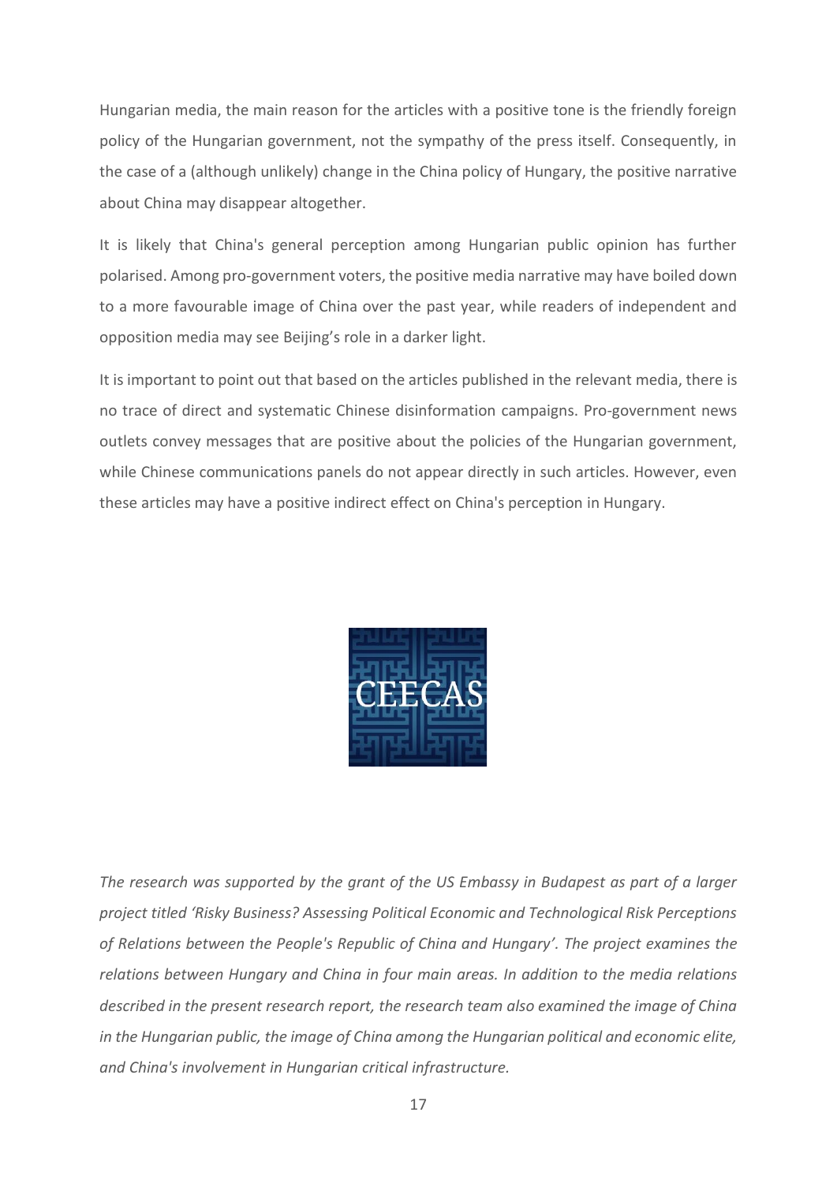Hungarian media, the main reason for the articles with a positive tone is the friendly foreign policy of the Hungarian government, not the sympathy of the press itself. Consequently, in the case of a (although unlikely) change in the China policy of Hungary, the positive narrative about China may disappear altogether.

It is likely that China's general perception among Hungarian public opinion has further polarised. Among pro-government voters, the positive media narrative may have boiled down to a more favourable image of China over the past year, while readers of independent and opposition media may see Beijing's role in a darker light.

It is important to point out that based on the articles published in the relevant media, there is no trace of direct and systematic Chinese disinformation campaigns. Pro-government news outlets convey messages that are positive about the policies of the Hungarian government, while Chinese communications panels do not appear directly in such articles. However, even these articles may have a positive indirect effect on China's perception in Hungary.

CEECAS

*The research was supported by the grant of the US Embassy in Budapest as part of a larger project titled 'Risky Business? Assessing Political Economic and Technological Risk Perceptions of Relations between the People's Republic of China and Hungary'. The project examines the relations between Hungary and China in four main areas. In addition to the media relations described in the present research report, the research team also examined the image of China in the Hungarian public, the image of China among the Hungarian political and economic elite, and China's involvement in Hungarian critical infrastructure.*